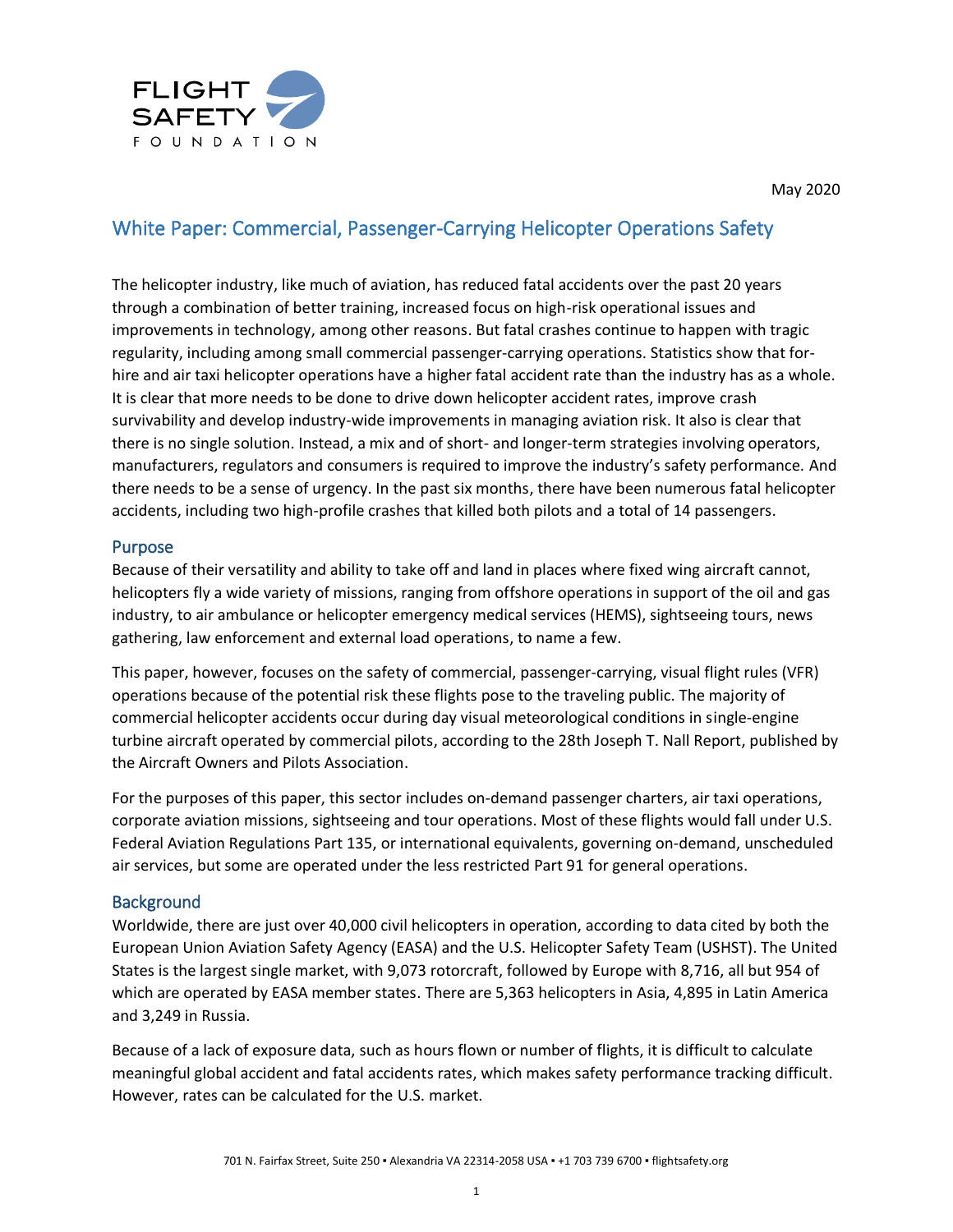FLIGHT SAFETY FOUNDATION

May 2020

# White Paper: Commercial, Passenger-Carrying Helicopter Operations Safety

The helicopter industry, like much of aviation, has reduced fatal accidents over the past 20 years through a combination of better training, increased focus on high-risk operational issues and improvements in technology, among other reasons. But fatal crashes continue to happen with tragic regularity, including among small commercial passenger-carrying operations. Statistics show that for-hire and air taxi helicopter operations have a higher fatal accident rate than the industry has as a whole. It is clear that more needs to be done to drive down helicopter accident rates, improve crash survivability and develop industry-wide improvements in managing aviation risk. It also is clear that there is no single solution. Instead, a mix and of short- and longer-term strategies involving operators, manufacturers, regulators and consumers is required to improve the industry's safety performance. And there needs to be a sense of urgency. In the past six months, there have been numerous fatal helicopter accidents, including two high-profile crashes that killed both pilots and a total of 14 passengers.

## Purpose

Because of their versatility and ability to take off and land in places where fixed wing aircraft cannot, helicopters fly a wide variety of missions, ranging from offshore operations in support of the oil and gas industry, to air ambulance or helicopter emergency medical services (HEMS), sightseeing tours, news gathering, law enforcement and external load operations, to name a few.

This paper, however, focuses on the safety of commercial, passenger-carrying, visual flight rules (VFR) operations because of the potential risk these flights pose to the traveling public. The majority of commercial helicopter accidents occur during day visual meteorological conditions in single-engine turbine aircraft operated by commercial pilots, according to the 28th Joseph T. Nall Report, published by the Aircraft Owners and Pilots Association.

For the purposes of this paper, this sector includes on-demand passenger charters, air taxi operations, corporate aviation missions, sightseeing and tour operations. Most of these flights would fall under U.S. Federal Aviation Regulations Part 135, or international equivalents, governing on-demand, unscheduled air services, but some are operated under the less restricted Part 91 for general operations.

## Background

Worldwide, there are just over 40,000 civil helicopters in operation, according to data cited by both the European Union Aviation Safety Agency (EASA) and the U.S. Helicopter Safety Team (USHST). The United States is the largest single market, with 9,073 rotorcraft, followed by Europe with 8,716, all but 954 of which are operated by EASA member states. There are 5,363 helicopters in Asia, 4,895 in Latin America and 3,249 in Russia.

Because of a lack of exposure data, such as hours flown or number of flights, it is difficult to calculate meaningful global accident and fatal accidents rates, which makes safety performance tracking difficult. However, rates can be calculated for the U.S. market.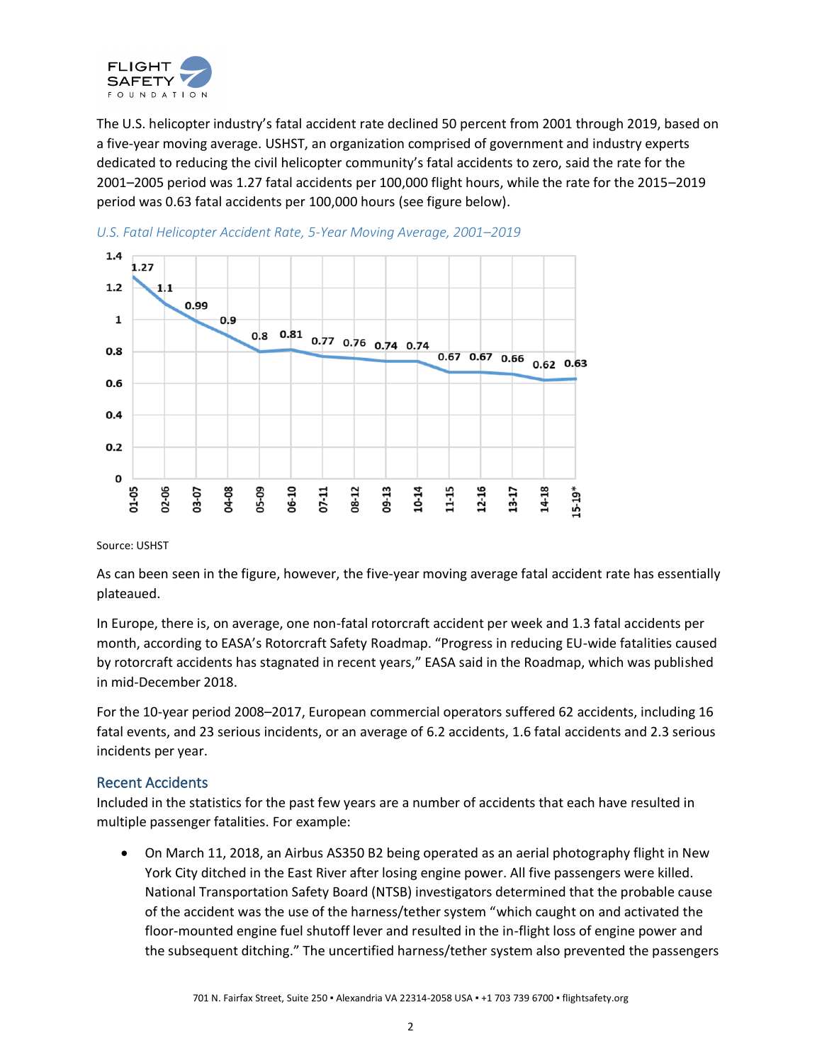The U.S. helicopter industry's fatal accident rate declined 50 percent from 2001 through 2019, based on a five-year moving average. USHST, an organization comprised of government and industry experts dedicated to reducing the civil helicopter community's fatal accidents to zero, said the rate for the 2001–2005 period was 1.27 fatal accidents per 100,000 flight hours, while the rate for the 2015–2019 period was 0.63 fatal accidents per 100,000 hours (see figure below).

*U.S. Fatal Helicopter Accident Rate, 5-Year Moving Average, 2001–2019*

| Period | Rate |
|---|---|
| 01-05 | 1.27 |
| 02-06 | 1.1 |
| 03-07 | 0.99 |
| 04-08 | 0.9 |
| 05-09 | 0.8 |
| 06-10 | 0.81 |
| 07-11 | 0.77 |
| 08-12 | 0.76 |
| 09-13 | 0.74 |
| 10-14 | 0.74 |
| 11-15 | 0.67 |
| 12-16 | 0.67 |
| 13-17 | 0.66 |
| 14-18 | 0.62 |
| 15-19* | 0.63 |

Source: USHST

As can been seen in the figure, however, the five-year moving average fatal accident rate has essentially plateaued.

In Europe, there is, on average, one non-fatal rotorcraft accident per week and 1.3 fatal accidents per month, according to EASA's Rotorcraft Safety Roadmap. "Progress in reducing EU-wide fatalities caused by rotorcraft accidents has stagnated in recent years," EASA said in the Roadmap, which was published in mid-December 2018.

For the 10-year period 2008–2017, European commercial operators suffered 62 accidents, including 16 fatal events, and 23 serious incidents, or an average of 6.2 accidents, 1.6 fatal accidents and 2.3 serious incidents per year.

## Recent Accidents

Included in the statistics for the past few years are a number of accidents that each have resulted in multiple passenger fatalities. For example:

- On March 11, 2018, an Airbus AS350 B2 being operated as an aerial photography flight in New York City ditched in the East River after losing engine power. All five passengers were killed. National Transportation Safety Board (NTSB) investigators determined that the probable cause of the accident was the use of the harness/tether system "which caught on and activated the floor-mounted engine fuel shutoff lever and resulted in the in-flight loss of engine power and the subsequent ditching." The uncertified harness/tether system also prevented the passengers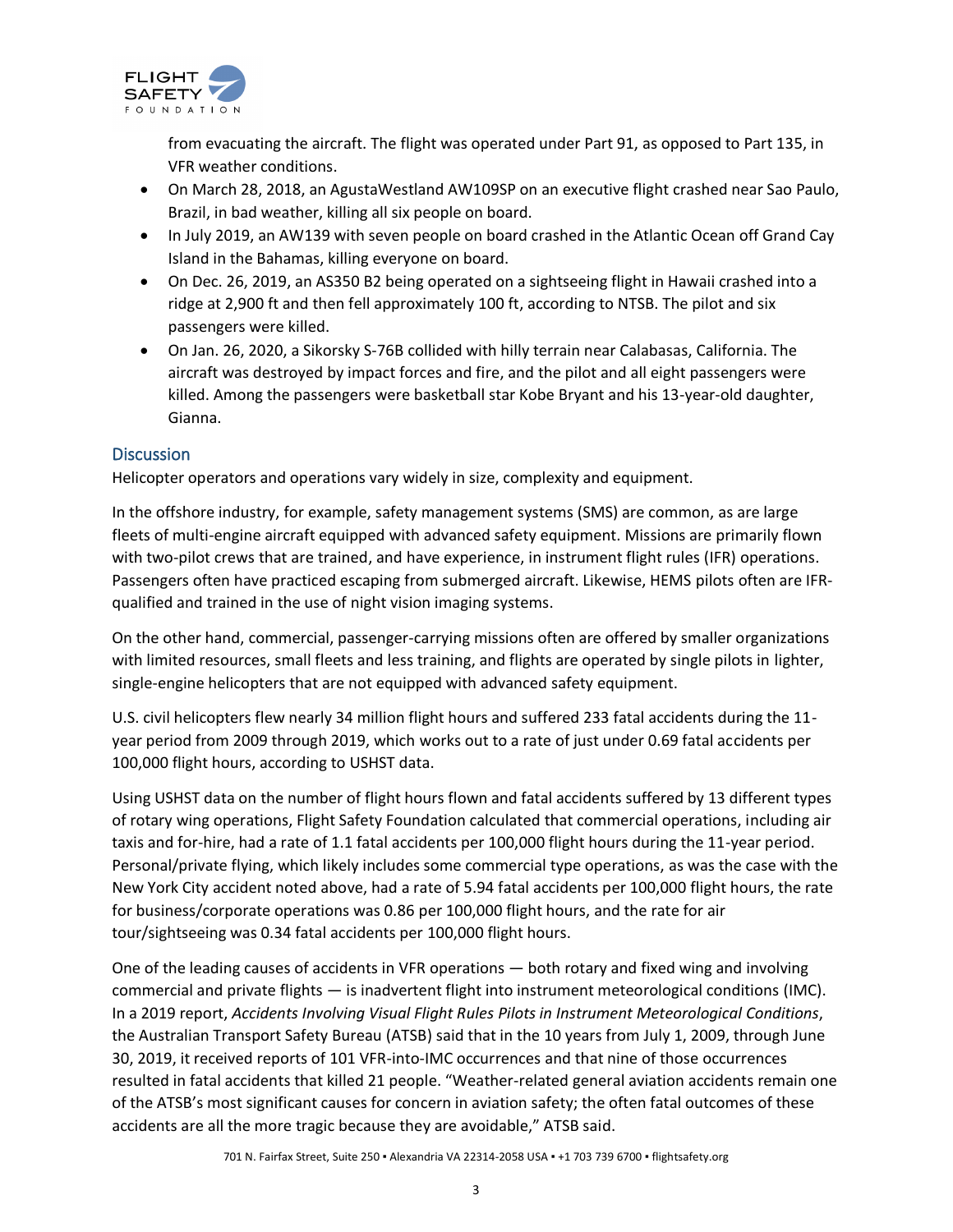from evacuating the aircraft. The flight was operated under Part 91, as opposed to Part 135, in VFR weather conditions.

- On March 28, 2018, an AgustaWestland AW109SP on an executive flight crashed near Sao Paulo, Brazil, in bad weather, killing all six people on board.
- In July 2019, an AW139 with seven people on board crashed in the Atlantic Ocean off Grand Cay Island in the Bahamas, killing everyone on board.
- On Dec. 26, 2019, an AS350 B2 being operated on a sightseeing flight in Hawaii crashed into a ridge at 2,900 ft and then fell approximately 100 ft, according to NTSB. The pilot and six passengers were killed.
- On Jan. 26, 2020, a Sikorsky S-76B collided with hilly terrain near Calabasas, California. The aircraft was destroyed by impact forces and fire, and the pilot and all eight passengers were killed. Among the passengers were basketball star Kobe Bryant and his 13-year-old daughter, Gianna.

## Discussion

Helicopter operators and operations vary widely in size, complexity and equipment.

In the offshore industry, for example, safety management systems (SMS) are common, as are large fleets of multi-engine aircraft equipped with advanced safety equipment. Missions are primarily flown with two-pilot crews that are trained, and have experience, in instrument flight rules (IFR) operations. Passengers often have practiced escaping from submerged aircraft. Likewise, HEMS pilots often are IFR-qualified and trained in the use of night vision imaging systems.

On the other hand, commercial, passenger-carrying missions often are offered by smaller organizations with limited resources, small fleets and less training, and flights are operated by single pilots in lighter, single-engine helicopters that are not equipped with advanced safety equipment.

U.S. civil helicopters flew nearly 34 million flight hours and suffered 233 fatal accidents during the 11-year period from 2009 through 2019, which works out to a rate of just under 0.69 fatal accidents per 100,000 flight hours, according to USHST data.

Using USHST data on the number of flight hours flown and fatal accidents suffered by 13 different types of rotary wing operations, Flight Safety Foundation calculated that commercial operations, including air taxis and for-hire, had a rate of 1.1 fatal accidents per 100,000 flight hours during the 11-year period. Personal/private flying, which likely includes some commercial type operations, as was the case with the New York City accident noted above, had a rate of 5.94 fatal accidents per 100,000 flight hours, the rate for business/corporate operations was 0.86 per 100,000 flight hours, and the rate for air tour/sightseeing was 0.34 fatal accidents per 100,000 flight hours.

One of the leading causes of accidents in VFR operations — both rotary and fixed wing and involving commercial and private flights — is inadvertent flight into instrument meteorological conditions (IMC). In a 2019 report, *Accidents Involving Visual Flight Rules Pilots in Instrument Meteorological Conditions*, the Australian Transport Safety Bureau (ATSB) said that in the 10 years from July 1, 2009, through June 30, 2019, it received reports of 101 VFR-into-IMC occurrences and that nine of those occurrences resulted in fatal accidents that killed 21 people. "Weather-related general aviation accidents remain one of the ATSB's most significant causes for concern in aviation safety; the often fatal outcomes of these accidents are all the more tragic because they are avoidable," ATSB said.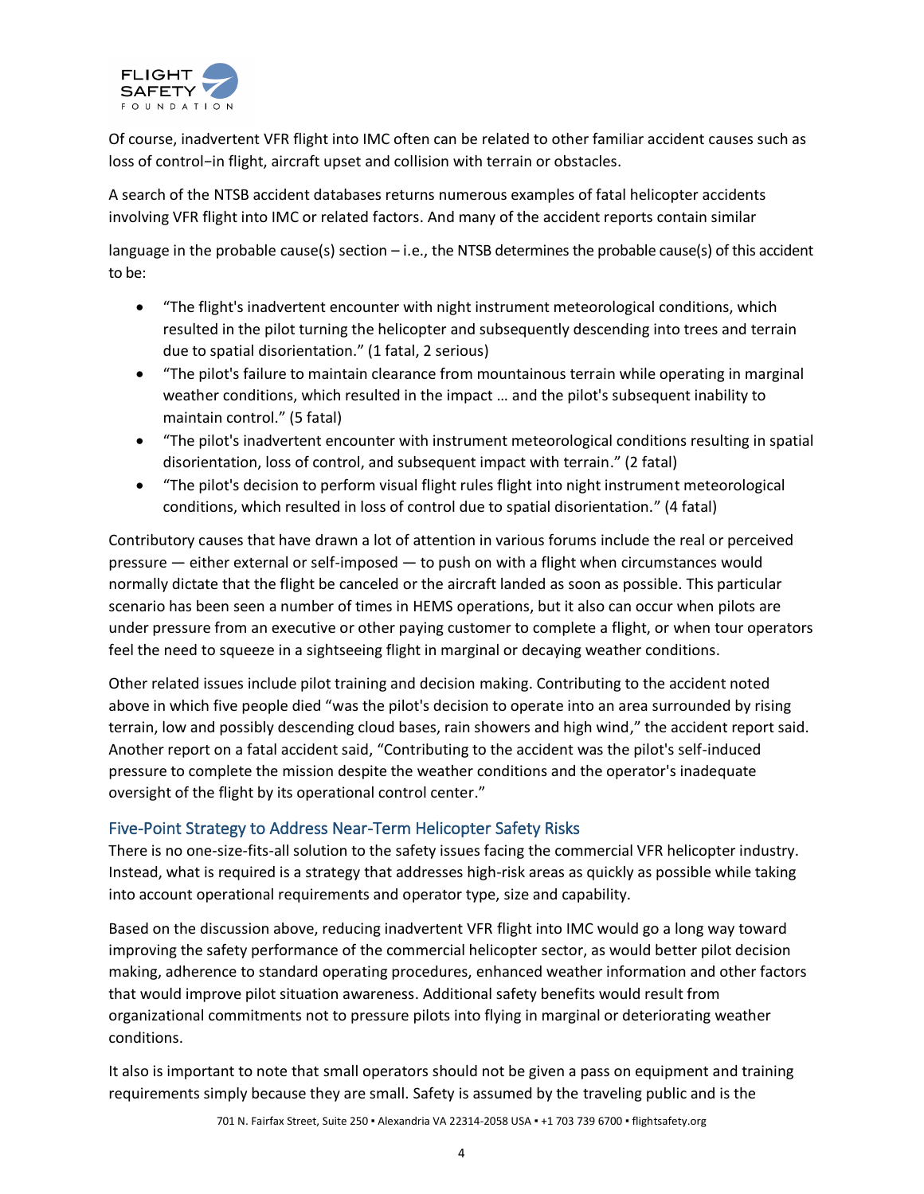Of course, inadvertent VFR flight into IMC often can be related to other familiar accident causes such as loss of control−in flight, aircraft upset and collision with terrain or obstacles.

A search of the NTSB accident databases returns numerous examples of fatal helicopter accidents involving VFR flight into IMC or related factors. And many of the accident reports contain similar language in the probable cause(s) section – i.e., the NTSB determines the probable cause(s) of this accident to be:

- "The flight's inadvertent encounter with night instrument meteorological conditions, which resulted in the pilot turning the helicopter and subsequently descending into trees and terrain due to spatial disorientation." (1 fatal, 2 serious)
- "The pilot's failure to maintain clearance from mountainous terrain while operating in marginal weather conditions, which resulted in the impact … and the pilot's subsequent inability to maintain control." (5 fatal)
- "The pilot's inadvertent encounter with instrument meteorological conditions resulting in spatial disorientation, loss of control, and subsequent impact with terrain." (2 fatal)
- "The pilot's decision to perform visual flight rules flight into night instrument meteorological conditions, which resulted in loss of control due to spatial disorientation." (4 fatal)

Contributory causes that have drawn a lot of attention in various forums include the real or perceived pressure — either external or self-imposed — to push on with a flight when circumstances would normally dictate that the flight be canceled or the aircraft landed as soon as possible. This particular scenario has been seen a number of times in HEMS operations, but it also can occur when pilots are under pressure from an executive or other paying customer to complete a flight, or when tour operators feel the need to squeeze in a sightseeing flight in marginal or decaying weather conditions.

Other related issues include pilot training and decision making. Contributing to the accident noted above in which five people died "was the pilot's decision to operate into an area surrounded by rising terrain, low and possibly descending cloud bases, rain showers and high wind," the accident report said. Another report on a fatal accident said, "Contributing to the accident was the pilot's self-induced pressure to complete the mission despite the weather conditions and the operator's inadequate oversight of the flight by its operational control center."

## Five-Point Strategy to Address Near-Term Helicopter Safety Risks

There is no one-size-fits-all solution to the safety issues facing the commercial VFR helicopter industry. Instead, what is required is a strategy that addresses high-risk areas as quickly as possible while taking into account operational requirements and operator type, size and capability.

Based on the discussion above, reducing inadvertent VFR flight into IMC would go a long way toward improving the safety performance of the commercial helicopter sector, as would better pilot decision making, adherence to standard operating procedures, enhanced weather information and other factors that would improve pilot situation awareness. Additional safety benefits would result from organizational commitments not to pressure pilots into flying in marginal or deteriorating weather conditions.

It also is important to note that small operators should not be given a pass on equipment and training requirements simply because they are small. Safety is assumed by the traveling public and is the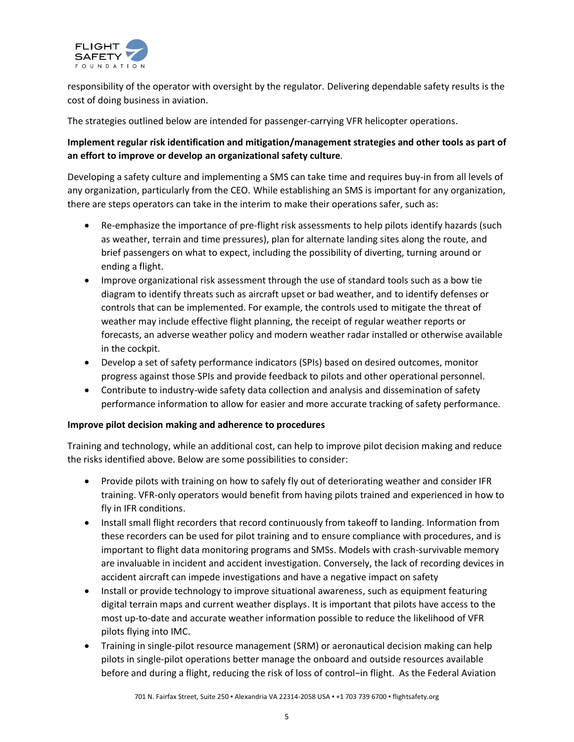responsibility of the operator with oversight by the regulator. Delivering dependable safety results is the cost of doing business in aviation.

The strategies outlined below are intended for passenger-carrying VFR helicopter operations.

**Implement regular risk identification and mitigation/management strategies and other tools as part of an effort to improve or develop an organizational safety culture**.

Developing a safety culture and implementing a SMS can take time and requires buy-in from all levels of any organization, particularly from the CEO. While establishing an SMS is important for any organization, there are steps operators can take in the interim to make their operations safer, such as:

- Re-emphasize the importance of pre-flight risk assessments to help pilots identify hazards (such as weather, terrain and time pressures), plan for alternate landing sites along the route, and brief passengers on what to expect, including the possibility of diverting, turning around or ending a flight.
- Improve organizational risk assessment through the use of standard tools such as a bow tie diagram to identify threats such as aircraft upset or bad weather, and to identify defenses or controls that can be implemented. For example, the controls used to mitigate the threat of weather may include effective flight planning, the receipt of regular weather reports or forecasts, an adverse weather policy and modern weather radar installed or otherwise available in the cockpit.
- Develop a set of safety performance indicators (SPIs) based on desired outcomes, monitor progress against those SPIs and provide feedback to pilots and other operational personnel.
- Contribute to industry-wide safety data collection and analysis and dissemination of safety performance information to allow for easier and more accurate tracking of safety performance.

**Improve pilot decision making and adherence to procedures**

Training and technology, while an additional cost, can help to improve pilot decision making and reduce the risks identified above. Below are some possibilities to consider:

- Provide pilots with training on how to safely fly out of deteriorating weather and consider IFR training. VFR-only operators would benefit from having pilots trained and experienced in how to fly in IFR conditions.
- Install small flight recorders that record continuously from takeoff to landing. Information from these recorders can be used for pilot training and to ensure compliance with procedures, and is important to flight data monitoring programs and SMSs. Models with crash-survivable memory are invaluable in incident and accident investigation. Conversely, the lack of recording devices in accident aircraft can impede investigations and have a negative impact on safety
- Install or provide technology to improve situational awareness, such as equipment featuring digital terrain maps and current weather displays. It is important that pilots have access to the most up-to-date and accurate weather information possible to reduce the likelihood of VFR pilots flying into IMC.
- Training in single-pilot resource management (SRM) or aeronautical decision making can help pilots in single-pilot operations better manage the onboard and outside resources available before and during a flight, reducing the risk of loss of control–in flight. As the Federal Aviation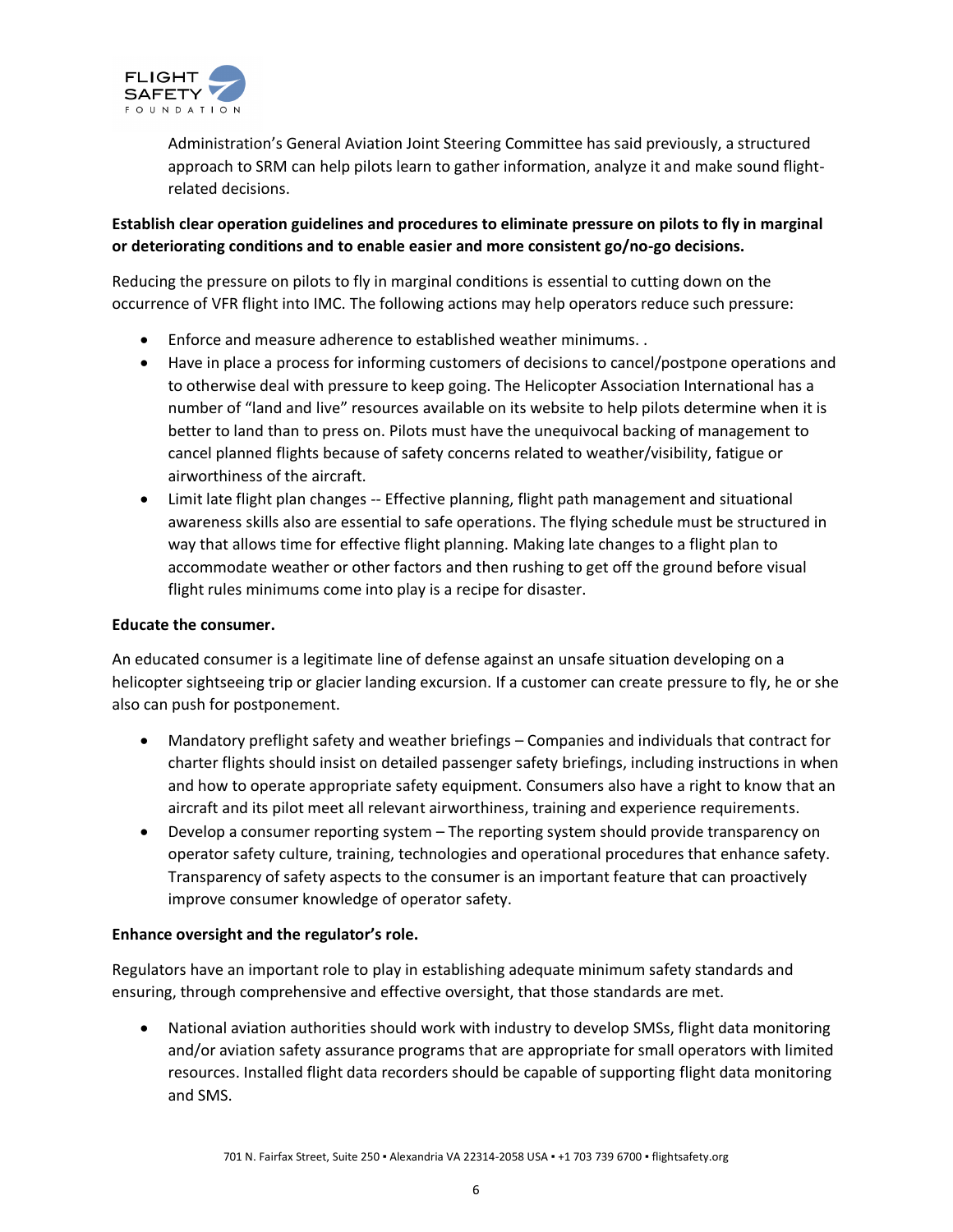Administration's General Aviation Joint Steering Committee has said previously, a structured approach to SRM can help pilots learn to gather information, analyze it and make sound flight-related decisions.

**Establish clear operation guidelines and procedures to eliminate pressure on pilots to fly in marginal or deteriorating conditions and to enable easier and more consistent go/no-go decisions.**

Reducing the pressure on pilots to fly in marginal conditions is essential to cutting down on the occurrence of VFR flight into IMC. The following actions may help operators reduce such pressure:

- Enforce and measure adherence to established weather minimums. .
- Have in place a process for informing customers of decisions to cancel/postpone operations and to otherwise deal with pressure to keep going. The Helicopter Association International has a number of "land and live" resources available on its website to help pilots determine when it is better to land than to press on. Pilots must have the unequivocal backing of management to cancel planned flights because of safety concerns related to weather/visibility, fatigue or airworthiness of the aircraft.
- Limit late flight plan changes -- Effective planning, flight path management and situational awareness skills also are essential to safe operations. The flying schedule must be structured in way that allows time for effective flight planning. Making late changes to a flight plan to accommodate weather or other factors and then rushing to get off the ground before visual flight rules minimums come into play is a recipe for disaster.

**Educate the consumer.**

An educated consumer is a legitimate line of defense against an unsafe situation developing on a helicopter sightseeing trip or glacier landing excursion. If a customer can create pressure to fly, he or she also can push for postponement.

- Mandatory preflight safety and weather briefings – Companies and individuals that contract for charter flights should insist on detailed passenger safety briefings, including instructions in when and how to operate appropriate safety equipment. Consumers also have a right to know that an aircraft and its pilot meet all relevant airworthiness, training and experience requirements.
- Develop a consumer reporting system – The reporting system should provide transparency on operator safety culture, training, technologies and operational procedures that enhance safety. Transparency of safety aspects to the consumer is an important feature that can proactively improve consumer knowledge of operator safety.

**Enhance oversight and the regulator's role.**

Regulators have an important role to play in establishing adequate minimum safety standards and ensuring, through comprehensive and effective oversight, that those standards are met.

- National aviation authorities should work with industry to develop SMSs, flight data monitoring and/or aviation safety assurance programs that are appropriate for small operators with limited resources. Installed flight data recorders should be capable of supporting flight data monitoring and SMS.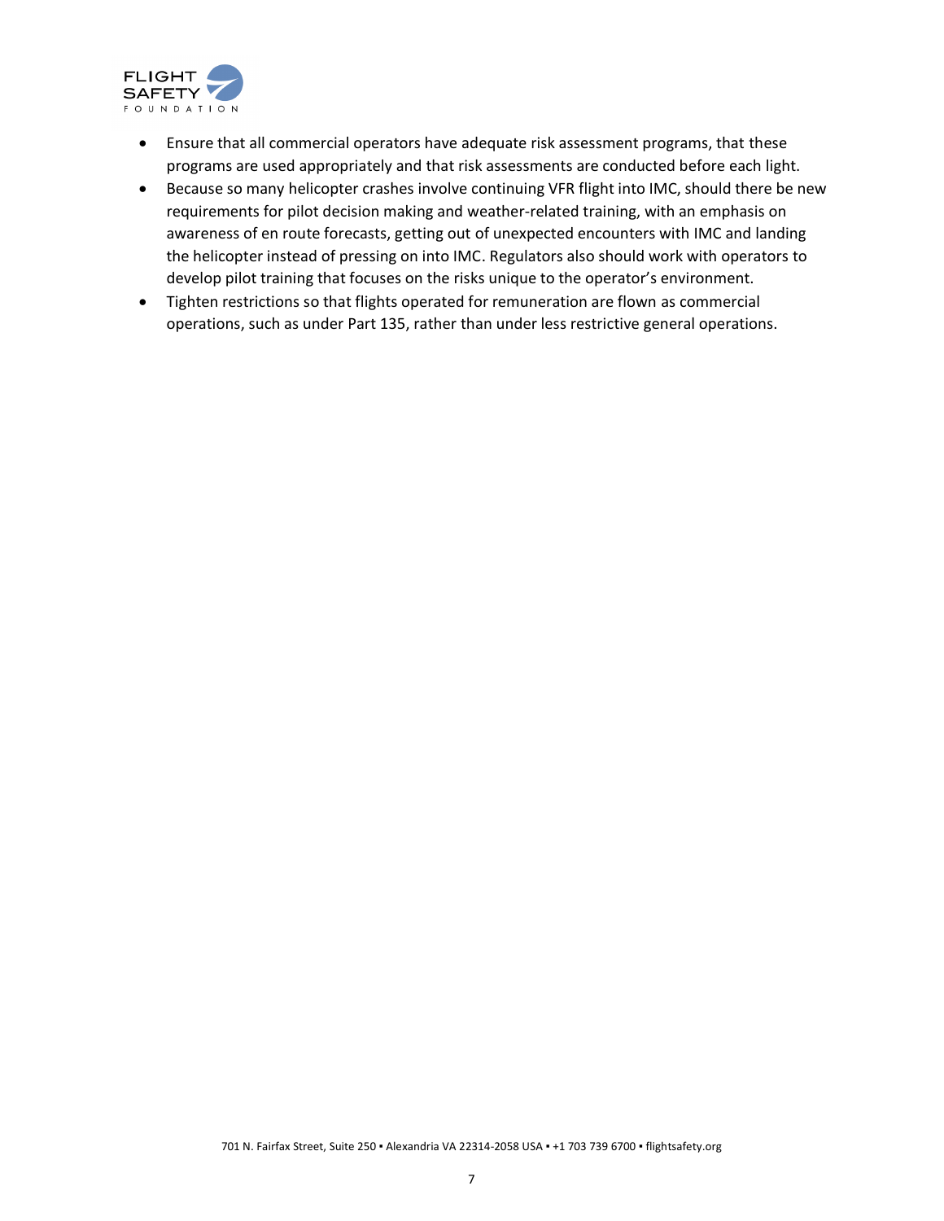- Ensure that all commercial operators have adequate risk assessment programs, that these programs are used appropriately and that risk assessments are conducted before each light.
- Because so many helicopter crashes involve continuing VFR flight into IMC, should there be new requirements for pilot decision making and weather-related training, with an emphasis on awareness of en route forecasts, getting out of unexpected encounters with IMC and landing the helicopter instead of pressing on into IMC. Regulators also should work with operators to develop pilot training that focuses on the risks unique to the operator's environment.
- Tighten restrictions so that flights operated for remuneration are flown as commercial operations, such as under Part 135, rather than under less restrictive general operations.